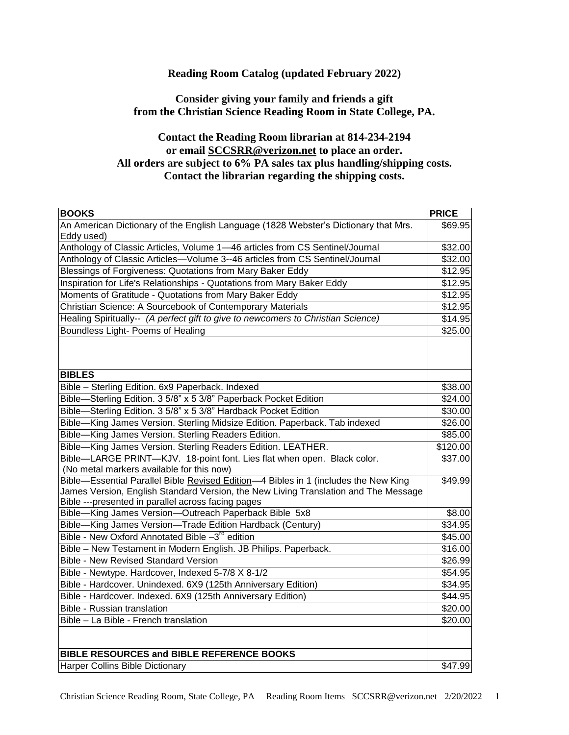**Reading Room Catalog (updated February 2022)**

**Consider giving your family and friends a gift from the Christian Science Reading Room in State College, PA.**

**Contact the Reading Room librarian at 814-234-2194 or email SCCSRR@verizon.net to place an order. All orders are subject to 6% PA sales tax plus handling/shipping costs. Contact the librarian regarding the shipping costs.**

| BOOKS | PRICE |
| --- | --- |
| An American Dictionary of the English Language (1828 Webster's Dictionary that Mrs. Eddy used) | $69.95 |
| Anthology of Classic Articles, Volume 1—46 articles from CS Sentinel/Journal | $32.00 |
| Anthology of Classic Articles—Volume 3--46 articles from CS Sentinel/Journal | $32.00 |
| Blessings of Forgiveness: Quotations from Mary Baker Eddy | $12.95 |
| Inspiration for Life's Relationships - Quotations from Mary Baker Eddy | $12.95 |
| Moments of Gratitude - Quotations from Mary Baker Eddy | $12.95 |
| Christian Science: A Sourcebook of Contemporary Materials | $12.95 |
| Healing Spiritually-- *(A perfect gift to give to newcomers to Christian Science)* | $14.95 |
| Boundless Light- Poems of Healing | $25.00 |
| | |
| **BIBLES** | |
| Bible – Sterling Edition. 6x9 Paperback. Indexed | $38.00 |
| Bible—Sterling Edition. 3 5/8" x 5 3/8" Paperback Pocket Edition | $24.00 |
| Bible—Sterling Edition. 3 5/8" x 5 3/8" Hardback Pocket Edition | $30.00 |
| Bible—King James Version. Sterling Midsize Edition. Paperback. Tab indexed | $26.00 |
| Bible—King James Version. Sterling Readers Edition. | $85.00 |
| Bible—King James Version. Sterling Readers Edition. LEATHER. | $120.00 |
| Bible—LARGE PRINT—KJV. 18-point font. Lies flat when open. Black color. (No metal markers available for this now) | $37.00 |
| Bible—Essential Parallel Bible Revised Edition—4 Bibles in 1 (includes the New King James Version, English Standard Version, the New Living Translation and The Message Bible ---presented in parallel across facing pages | $49.99 |
| Bible—King James Version—Outreach Paperback Bible 5x8 | $8.00 |
| Bible—King James Version—Trade Edition Hardback (Century) | $34.95 |
| Bible - New Oxford Annotated Bible –3rd edition | $45.00 |
| Bible – New Testament in Modern English. JB Philips. Paperback. | $16.00 |
| Bible - New Revised Standard Version | $26.99 |
| Bible - Newtype. Hardcover, Indexed 5-7/8 X 8-1/2 | $54.95 |
| Bible - Hardcover. Unindexed. 6X9 (125th Anniversary Edition) | $34.95 |
| Bible - Hardcover. Indexed. 6X9 (125th Anniversary Edition) | $44.95 |
| Bible - Russian translation | $20.00 |
| Bible – La Bible - French translation | $20.00 |
| | |
| **BIBLE RESOURCES and BIBLE REFERENCE BOOKS** | |
| Harper Collins Bible Dictionary | $47.99 |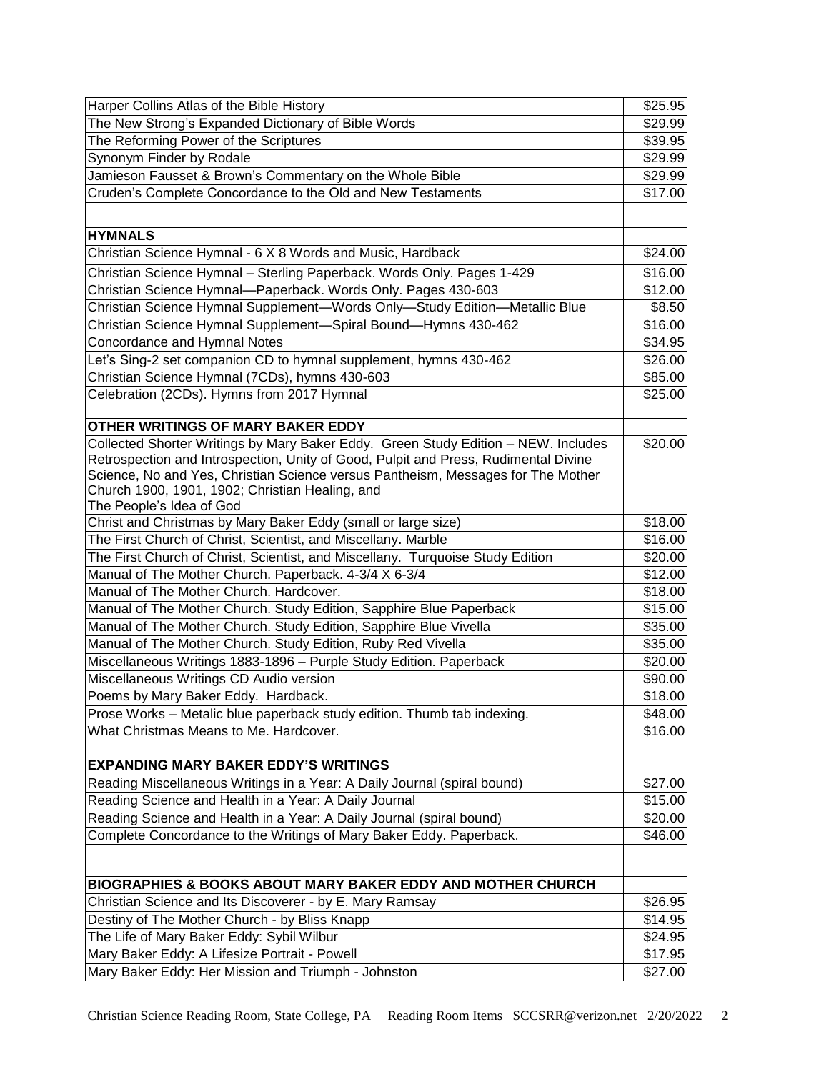| | |
|---|---|
| Harper Collins Atlas of the Bible History | $25.95 |
| The New Strong's Expanded Dictionary of Bible Words | $29.99 |
| The Reforming Power of the Scriptures | $39.95 |
| Synonym Finder by Rodale | $29.99 |
| Jamieson Fausset & Brown's Commentary on the Whole Bible | $29.99 |
| Cruden's Complete Concordance to the Old and New Testaments | $17.00 |
| | |
| **HYMNALS** | |
| Christian Science Hymnal - 6 X 8 Words and Music, Hardback | $24.00 |
| Christian Science Hymnal – Sterling Paperback. Words Only. Pages 1-429 | $16.00 |
| Christian Science Hymnal—Paperback. Words Only. Pages 430-603 | $12.00 |
| Christian Science Hymnal Supplement—Words Only—Study Edition—Metallic Blue | $8.50 |
| Christian Science Hymnal Supplement—Spiral Bound—Hymns 430-462 | $16.00 |
| Concordance and Hymnal Notes | $34.95 |
| Let's Sing-2 set companion CD to hymnal supplement, hymns 430-462 | $26.00 |
| Christian Science Hymnal (7CDs), hymns 430-603 | $85.00 |
| Celebration (2CDs). Hymns from 2017 Hymnal | $25.00 |
| **OTHER WRITINGS OF MARY BAKER EDDY** | |
| Collected Shorter Writings by Mary Baker Eddy. Green Study Edition – NEW. Includes Retrospection and Introspection, Unity of Good, Pulpit and Press, Rudimental Divine Science, No and Yes, Christian Science versus Pantheism, Messages for The Mother Church 1900, 1901, 1902; Christian Healing, and The People's Idea of God | $20.00 |
| Christ and Christmas by Mary Baker Eddy (small or large size) | $18.00 |
| The First Church of Christ, Scientist, and Miscellany. Marble | $16.00 |
| The First Church of Christ, Scientist, and Miscellany. Turquoise Study Edition | $20.00 |
| Manual of The Mother Church. Paperback. 4-3/4 X 6-3/4 | $12.00 |
| Manual of The Mother Church. Hardcover. | $18.00 |
| Manual of The Mother Church. Study Edition, Sapphire Blue Paperback | $15.00 |
| Manual of The Mother Church. Study Edition, Sapphire Blue Vivella | $35.00 |
| Manual of The Mother Church. Study Edition, Ruby Red Vivella | $35.00 |
| Miscellaneous Writings 1883-1896 – Purple Study Edition. Paperback | $20.00 |
| Miscellaneous Writings CD Audio version | $90.00 |
| Poems by Mary Baker Eddy. Hardback. | $18.00 |
| Prose Works – Metalic blue paperback study edition. Thumb tab indexing. | $48.00 |
| What Christmas Means to Me. Hardcover. | $16.00 |
| | |
| **EXPANDING MARY BAKER EDDY'S WRITINGS** | |
| Reading Miscellaneous Writings in a Year: A Daily Journal (spiral bound) | $27.00 |
| Reading Science and Health in a Year: A Daily Journal | $15.00 |
| Reading Science and Health in a Year: A Daily Journal (spiral bound) | $20.00 |
| Complete Concordance to the Writings of Mary Baker Eddy. Paperback. | $46.00 |
| | |
| **BIOGRAPHIES & BOOKS ABOUT MARY BAKER EDDY AND MOTHER CHURCH** | |
| Christian Science and Its Discoverer - by E. Mary Ramsay | $26.95 |
| Destiny of The Mother Church - by Bliss Knapp | $14.95 |
| The Life of Mary Baker Eddy: Sybil Wilbur | $24.95 |
| Mary Baker Eddy: A Lifesize Portrait - Powell | $17.95 |
| Mary Baker Eddy: Her Mission and Triumph - Johnston | $27.00 |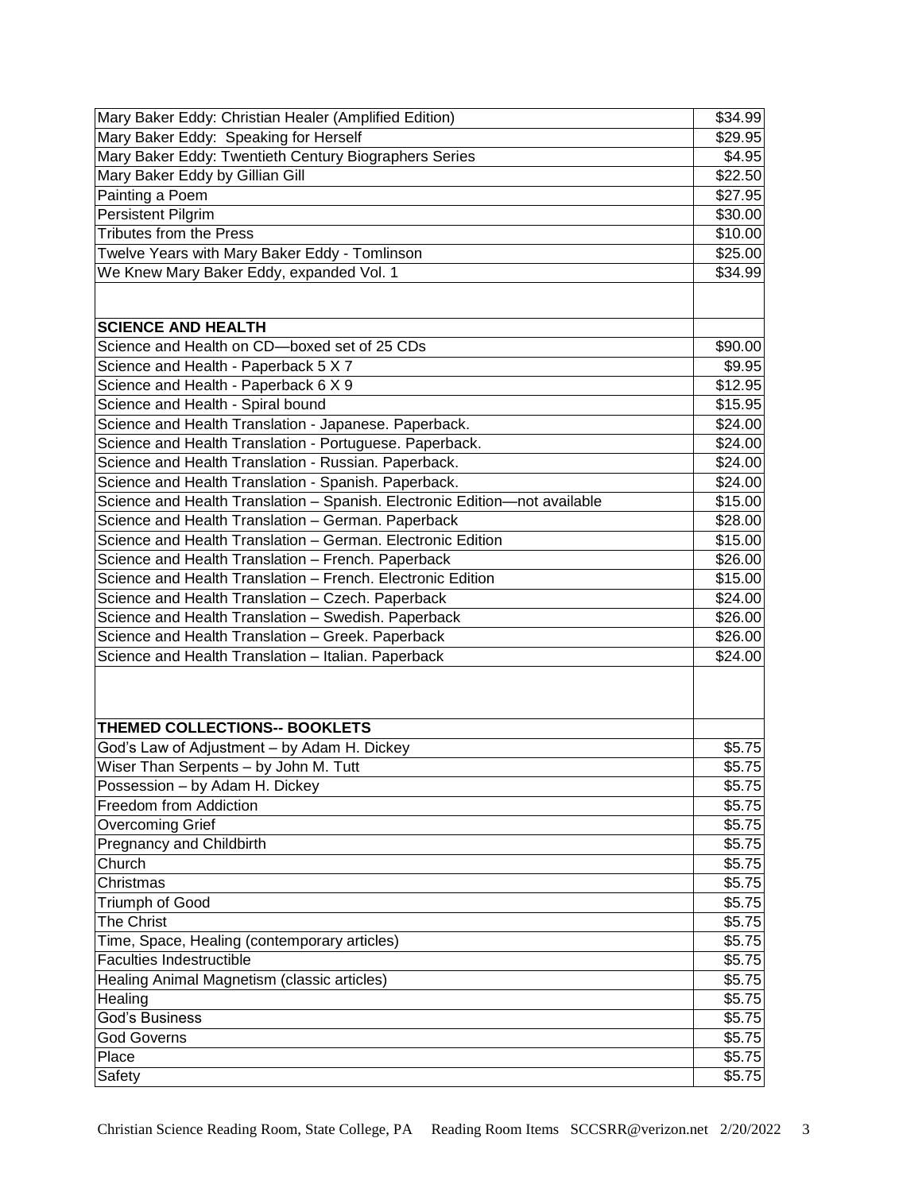| | |
|---|---|
| Mary Baker Eddy: Christian Healer (Amplified Edition) | $34.99 |
| Mary Baker Eddy: Speaking for Herself | $29.95 |
| Mary Baker Eddy: Twentieth Century Biographers Series | $4.95 |
| Mary Baker Eddy by Gillian Gill | $22.50 |
| Painting a Poem | $27.95 |
| Persistent Pilgrim | $30.00 |
| Tributes from the Press | $10.00 |
| Twelve Years with Mary Baker Eddy - Tomlinson | $25.00 |
| We Knew Mary Baker Eddy, expanded Vol. 1 | $34.99 |
| | |
| **SCIENCE AND HEALTH** | |
| Science and Health on CD—boxed set of 25 CDs | $90.00 |
| Science and Health - Paperback 5 X 7 | $9.95 |
| Science and Health - Paperback 6 X 9 | $12.95 |
| Science and Health - Spiral bound | $15.95 |
| Science and Health Translation - Japanese. Paperback. | $24.00 |
| Science and Health Translation - Portuguese. Paperback. | $24.00 |
| Science and Health Translation - Russian. Paperback. | $24.00 |
| Science and Health Translation - Spanish. Paperback. | $24.00 |
| Science and Health Translation – Spanish. Electronic Edition—not available | $15.00 |
| Science and Health Translation – German. Paperback | $28.00 |
| Science and Health Translation – German. Electronic Edition | $15.00 |
| Science and Health Translation – French. Paperback | $26.00 |
| Science and Health Translation – French. Electronic Edition | $15.00 |
| Science and Health Translation – Czech. Paperback | $24.00 |
| Science and Health Translation – Swedish. Paperback | $26.00 |
| Science and Health Translation – Greek. Paperback | $26.00 |
| Science and Health Translation – Italian. Paperback | $24.00 |
| | |
| **THEMED COLLECTIONS-- BOOKLETS** | |
| God's Law of Adjustment – by Adam H. Dickey | $5.75 |
| Wiser Than Serpents – by John M. Tutt | $5.75 |
| Possession – by Adam H. Dickey | $5.75 |
| Freedom from Addiction | $5.75 |
| Overcoming Grief | $5.75 |
| Pregnancy and Childbirth | $5.75 |
| Church | $5.75 |
| Christmas | $5.75 |
| Triumph of Good | $5.75 |
| The Christ | $5.75 |
| Time, Space, Healing (contemporary articles) | $5.75 |
| Faculties Indestructible | $5.75 |
| Healing Animal Magnetism (classic articles) | $5.75 |
| Healing | $5.75 |
| God's Business | $5.75 |
| God Governs | $5.75 |
| Place | $5.75 |
| Safety | $5.75 |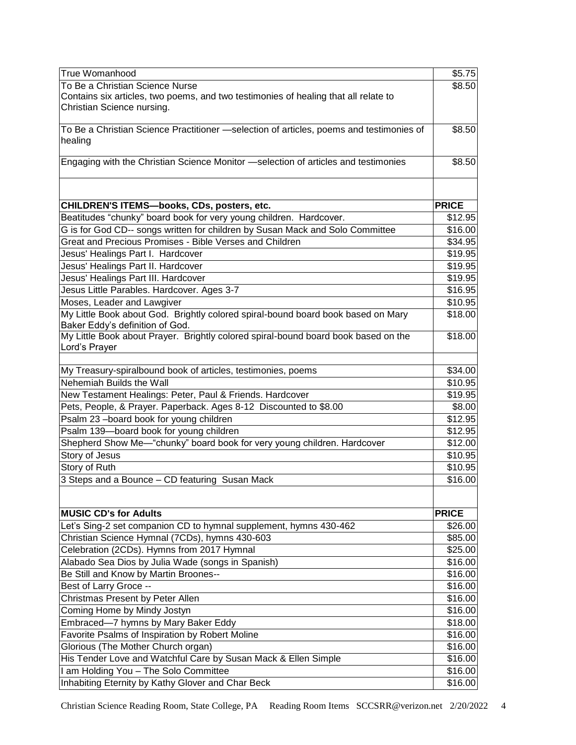| | |
|---|---|
| True Womanhood | $5.75 |
| To Be a Christian Science Nurse<br>Contains six articles, two poems, and two testimonies of healing that all relate to Christian Science nursing. | $8.50 |
| To Be a Christian Science Practitioner —selection of articles, poems and testimonies of healing | $8.50 |
| Engaging with the Christian Science Monitor —selection of articles and testimonies | $8.50 |
| | |
| **CHILDREN'S ITEMS—books, CDs, posters, etc.** | **PRICE** |
| Beatitudes "chunky" board book for very young children. Hardcover. | $12.95 |
| G is for God CD-- songs written for children by Susan Mack and Solo Committee | $16.00 |
| Great and Precious Promises - Bible Verses and Children | $34.95 |
| Jesus' Healings Part I. Hardcover | $19.95 |
| Jesus' Healings Part II. Hardcover | $19.95 |
| Jesus' Healings Part III. Hardcover | $19.95 |
| Jesus Little Parables. Hardcover. Ages 3-7 | $16.95 |
| Moses, Leader and Lawgiver | $10.95 |
| My Little Book about God. Brightly colored spiral-bound board book based on Mary Baker Eddy's definition of God. | $18.00 |
| My Little Book about Prayer. Brightly colored spiral-bound board book based on the Lord's Prayer | $18.00 |
| | |
| My Treasury-spiralbound book of articles, testimonies, poems | $34.00 |
| Nehemiah Builds the Wall | $10.95 |
| New Testament Healings: Peter, Paul & Friends. Hardcover | $19.95 |
| Pets, People, & Prayer. Paperback. Ages 8-12 Discounted to $8.00 | $8.00 |
| Psalm 23 –board book for young children | $12.95 |
| Psalm 139—board book for young children | $12.95 |
| Shepherd Show Me—"chunky" board book for very young children. Hardcover | $12.00 |
| Story of Jesus | $10.95 |
| Story of Ruth | $10.95 |
| 3 Steps and a Bounce – CD featuring Susan Mack | $16.00 |
| | |
| **MUSIC CD's for Adults** | **PRICE** |
| Let's Sing-2 set companion CD to hymnal supplement, hymns 430-462 | $26.00 |
| Christian Science Hymnal (7CDs), hymns 430-603 | $85.00 |
| Celebration (2CDs). Hymns from 2017 Hymnal | $25.00 |
| Alabado Sea Dios by Julia Wade (songs in Spanish) | $16.00 |
| Be Still and Know by Martin Broones-- | $16.00 |
| Best of Larry Groce -- | $16.00 |
| Christmas Present by Peter Allen | $16.00 |
| Coming Home by Mindy Jostyn | $16.00 |
| Embraced—7 hymns by Mary Baker Eddy | $18.00 |
| Favorite Psalms of Inspiration by Robert Moline | $16.00 |
| Glorious (The Mother Church organ) | $16.00 |
| His Tender Love and Watchful Care by Susan Mack & Ellen Simple | $16.00 |
| I am Holding You – The Solo Committee | $16.00 |
| Inhabiting Eternity by Kathy Glover and Char Beck | $16.00 |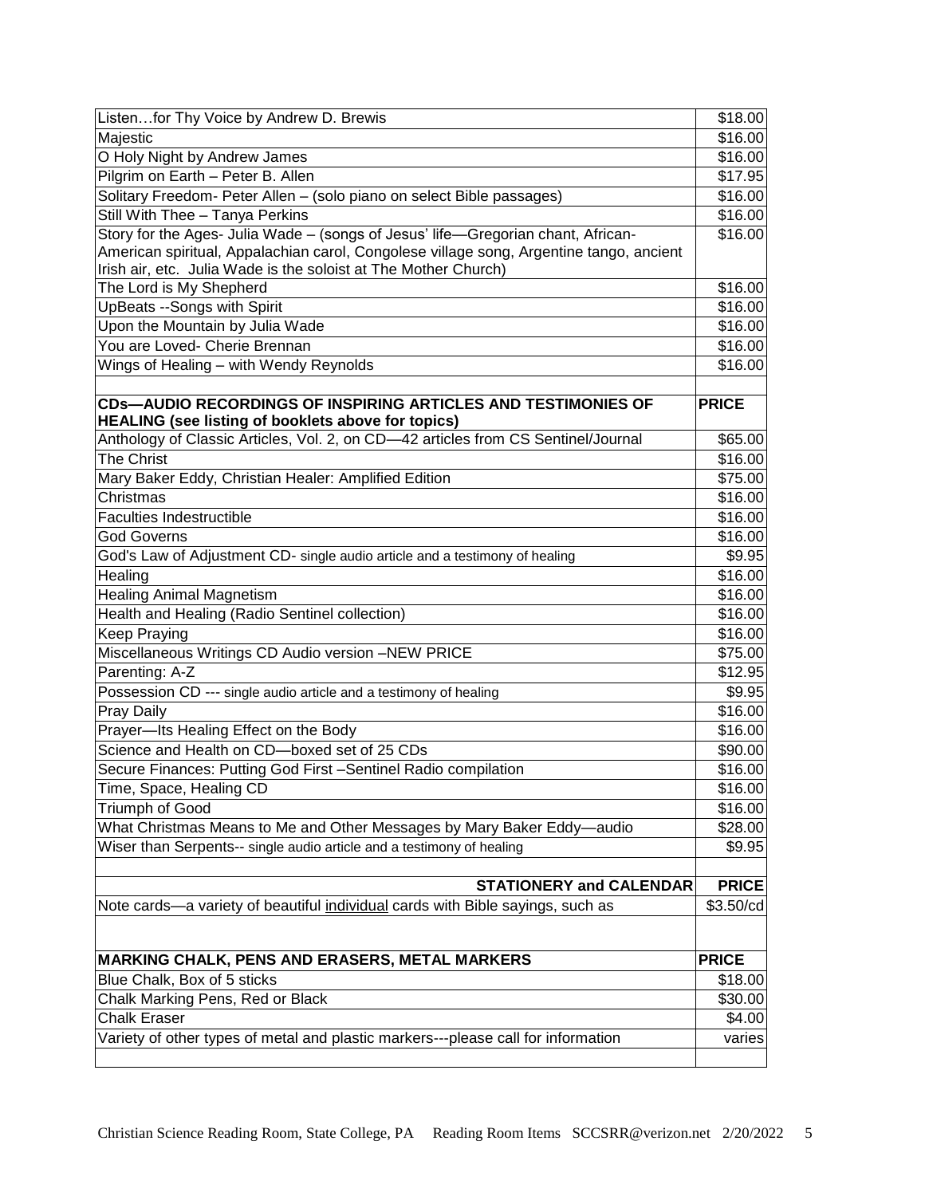| | |
|---|---|
| Listen…for Thy Voice by Andrew D. Brewis | $18.00 |
| Majestic | $16.00 |
| O Holy Night by Andrew James | $16.00 |
| Pilgrim on Earth – Peter B. Allen | $17.95 |
| Solitary Freedom- Peter Allen – (solo piano on select Bible passages) | $16.00 |
| Still With Thee – Tanya Perkins | $16.00 |
| Story for the Ages- Julia Wade – (songs of Jesus' life—Gregorian chant, African-American spiritual, Appalachian carol, Congolese village song, Argentine tango, ancient Irish air, etc. Julia Wade is the soloist at The Mother Church) | $16.00 |
| The Lord is My Shepherd | $16.00 |
| UpBeats --Songs with Spirit | $16.00 |
| Upon the Mountain by Julia Wade | $16.00 |
| You are Loved- Cherie Brennan | $16.00 |
| Wings of Healing – with Wendy Reynolds | $16.00 |
| | |
| **CDs—AUDIO RECORDINGS OF INSPIRING ARTICLES AND TESTIMONIES OF HEALING (see listing of booklets above for topics)** | **PRICE** |
| Anthology of Classic Articles, Vol. 2, on CD—42 articles from CS Sentinel/Journal | $65.00 |
| The Christ | $16.00 |
| Mary Baker Eddy, Christian Healer: Amplified Edition | $75.00 |
| Christmas | $16.00 |
| Faculties Indestructible | $16.00 |
| God Governs | $16.00 |
| God's Law of Adjustment CD- single audio article and a testimony of healing | $9.95 |
| Healing | $16.00 |
| Healing Animal Magnetism | $16.00 |
| Health and Healing (Radio Sentinel collection) | $16.00 |
| Keep Praying | $16.00 |
| Miscellaneous Writings CD Audio version –NEW PRICE | $75.00 |
| Parenting: A-Z | $12.95 |
| Possession CD --- single audio article and a testimony of healing | $9.95 |
| Pray Daily | $16.00 |
| Prayer—Its Healing Effect on the Body | $16.00 |
| Science and Health on CD—boxed set of 25 CDs | $90.00 |
| Secure Finances: Putting God First –Sentinel Radio compilation | $16.00 |
| Time, Space, Healing CD | $16.00 |
| Triumph of Good | $16.00 |
| What Christmas Means to Me and Other Messages by Mary Baker Eddy—audio | $28.00 |
| Wiser than Serpents-- single audio article and a testimony of healing | $9.95 |
| | |
| **STATIONERY and CALENDAR** | **PRICE** |
| Note cards—a variety of beautiful individual cards with Bible sayings, such as | $3.50/cd |
| | |
| **MARKING CHALK, PENS AND ERASERS, METAL MARKERS** | **PRICE** |
| Blue Chalk, Box of 5 sticks | $18.00 |
| Chalk Marking Pens, Red or Black | $30.00 |
| Chalk Eraser | $4.00 |
| Variety of other types of metal and plastic markers---please call for information | varies |
| | |

Christian Science Reading Room, State College, PA Reading Room Items SCCSRR@verizon.net 2/20/2022